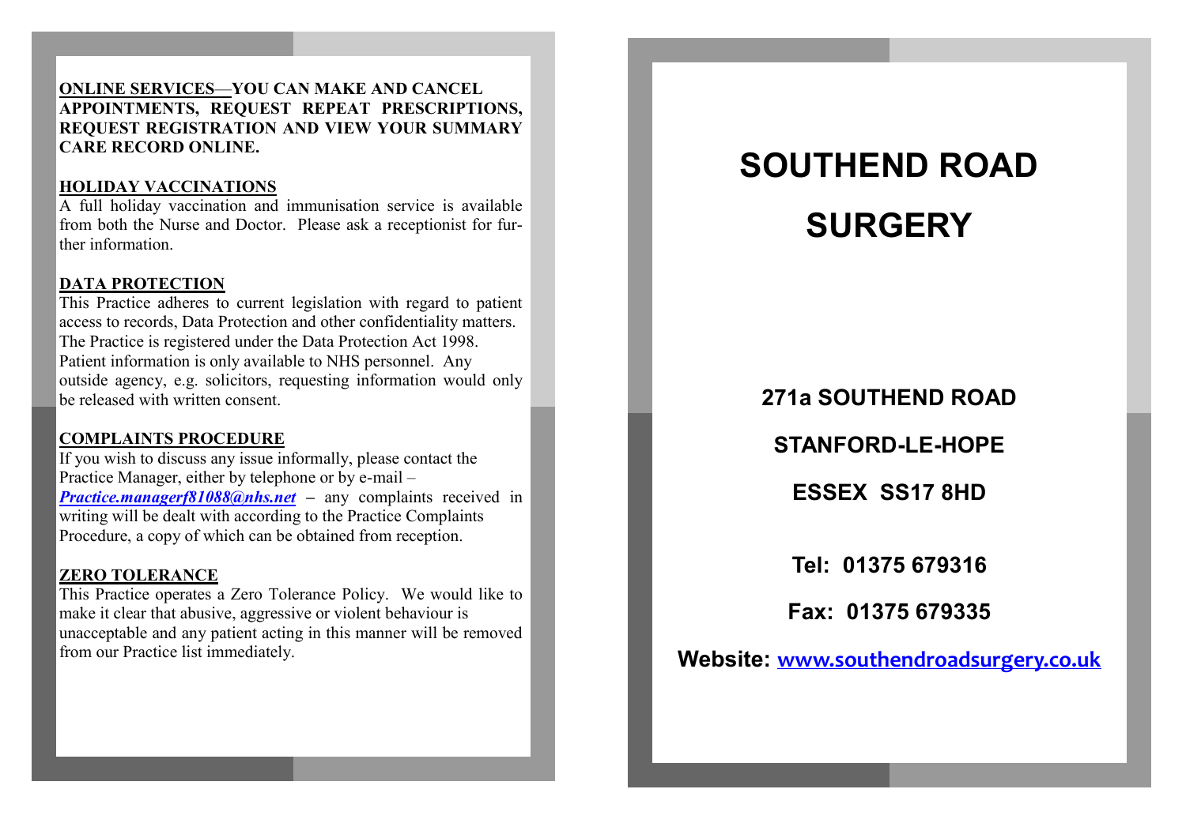**ONLINE SERVICES—YOU CAN MAKE AND CANCEL APPOINTMENTS, REQUEST REPEAT PRESCRIPTIONS, REQUEST REGISTRATION AND VIEW YOUR SUMMARY CARE RECORD ONLINE.**

## HOLIDAY VACCINATIONS

A full holiday vaccination and immunisation service is available from both the Nurse and Doctor. Please ask a receptionist for further information.

## DATA PROTECTION

This Practice adheres to current legislation with regard to patient access to records, Data Protection and other confidentiality matters. The Practice is registered under the Data Protection Act 1998. Patient information is only available to NHS personnel. Any outside agency, e.g. solicitors, requesting information would only be released with written consent.

## COMPLAINTS PROCEDURE

If you wish to discuss any issue informally, please contact the Practice Manager, either by telephone or by e-mail – ***Practice.managerf81088@nhs.net*** – any complaints received in writing will be dealt with according to the Practice Complaints Procedure, a copy of which can be obtained from reception.

## ZERO TOLERANCE

This Practice operates a Zero Tolerance Policy. We would like to make it clear that abusive, aggressive or violent behaviour is unacceptable and any patient acting in this manner will be removed from our Practice list immediately.

# SOUTHEND ROAD SURGERY

**271a SOUTHEND ROAD**

**STANFORD-LE-HOPE**

**ESSEX SS17 8HD**

**Tel: 01375 679316**

**Fax: 01375 679335**

**Website: www.southendroadsurgery.co.uk**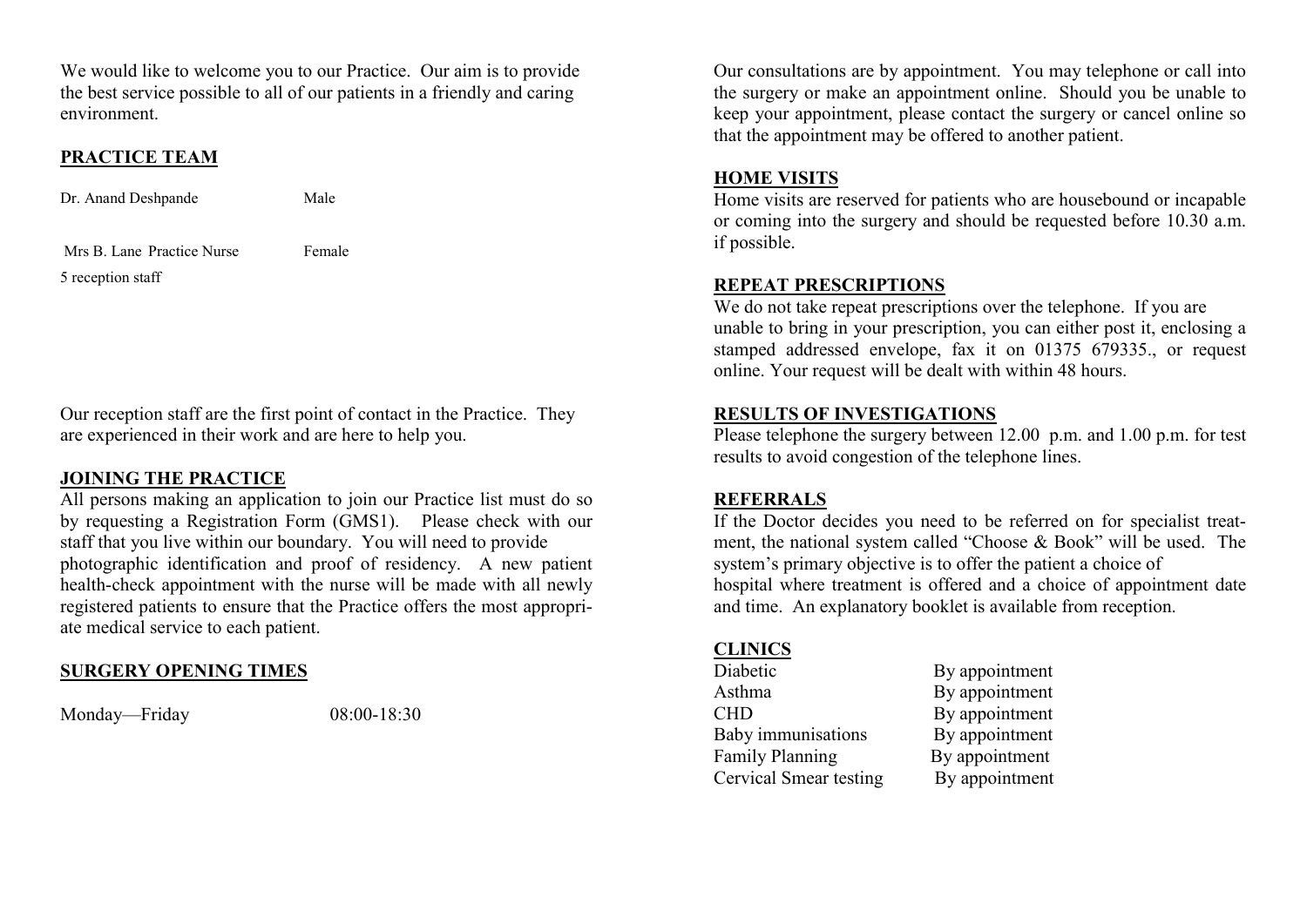We would like to welcome you to our Practice. Our aim is to provide the best service possible to all of our patients in a friendly and caring environment.

## PRACTICE TEAM

| | |
|---|---|
| Dr. Anand Deshpande | Male |
| Mrs B. Lane Practice Nurse | Female |
| 5 reception staff | |

Our reception staff are the first point of contact in the Practice. They are experienced in their work and are here to help you.

## JOINING THE PRACTICE

All persons making an application to join our Practice list must do so by requesting a Registration Form (GMS1). Please check with our staff that you live within our boundary. You will need to provide photographic identification and proof of residency. A new patient health-check appointment with the nurse will be made with all newly registered patients to ensure that the Practice offers the most appropriate medical service to each patient.

## SURGERY OPENING TIMES

| | |
|---|---|
| Monday—Friday | 08:00-18:30 |

Our consultations are by appointment. You may telephone or call into the surgery or make an appointment online. Should you be unable to keep your appointment, please contact the surgery or cancel online so that the appointment may be offered to another patient.

## HOME VISITS

Home visits are reserved for patients who are housebound or incapable or coming into the surgery and should be requested before 10.30 a.m. if possible.

## REPEAT PRESCRIPTIONS

We do not take repeat prescriptions over the telephone. If you are unable to bring in your prescription, you can either post it, enclosing a stamped addressed envelope, fax it on 01375 679335., or request online. Your request will be dealt with within 48 hours.

## RESULTS OF INVESTIGATIONS

Please telephone the surgery between 12.00 p.m. and 1.00 p.m. for test results to avoid congestion of the telephone lines.

## REFERRALS

If the Doctor decides you need to be referred on for specialist treatment, the national system called "Choose & Book" will be used. The system's primary objective is to offer the patient a choice of hospital where treatment is offered and a choice of appointment date and time. An explanatory booklet is available from reception.

## CLINICS

| | |
|---|---|
| Diabetic | By appointment |
| Asthma | By appointment |
| CHD | By appointment |
| Baby immunisations | By appointment |
| Family Planning | By appointment |
| Cervical Smear testing | By appointment |